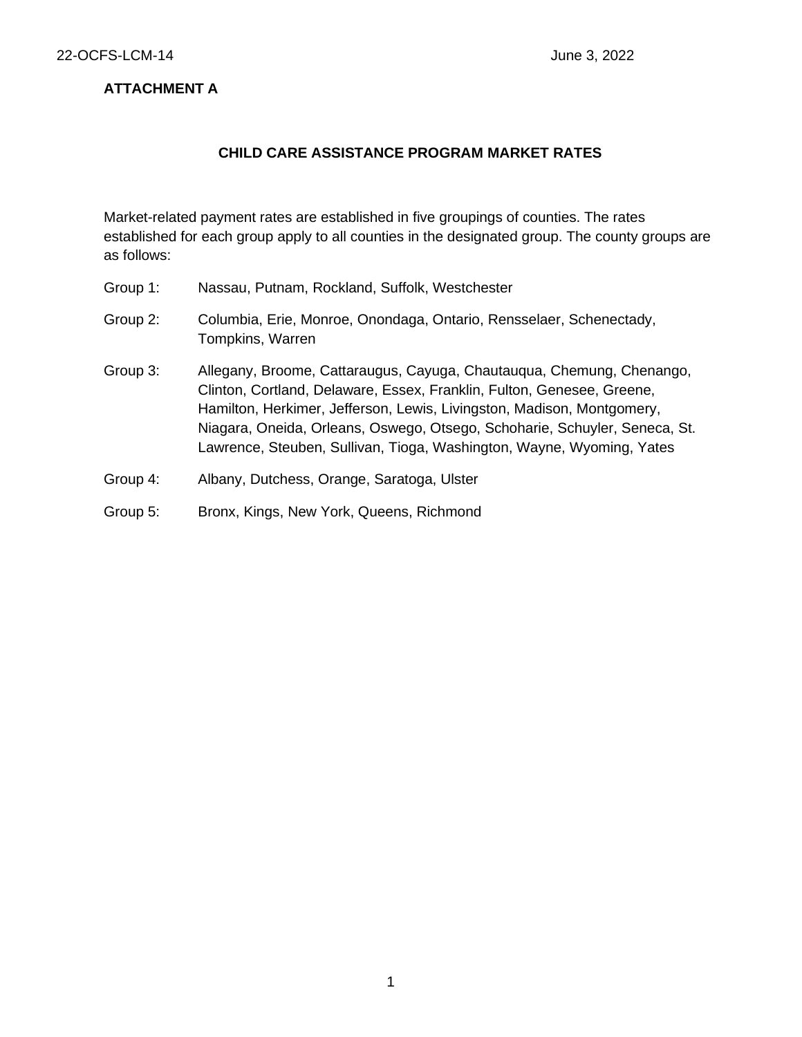**ATTACHMENT A**

## CHILD CARE ASSISTANCE PROGRAM MARKET RATES

Market-related payment rates are established in five groupings of counties. The rates established for each group apply to all counties in the designated group. The county groups are as follows:

Group 1: Nassau, Putnam, Rockland, Suffolk, Westchester

Group 2: Columbia, Erie, Monroe, Onondaga, Ontario, Rensselaer, Schenectady, Tompkins, Warren

Group 3: Allegany, Broome, Cattaraugus, Cayuga, Chautauqua, Chemung, Chenango, Clinton, Cortland, Delaware, Essex, Franklin, Fulton, Genesee, Greene, Hamilton, Herkimer, Jefferson, Lewis, Livingston, Madison, Montgomery, Niagara, Oneida, Orleans, Oswego, Otsego, Schoharie, Schuyler, Seneca, St. Lawrence, Steuben, Sullivan, Tioga, Washington, Wayne, Wyoming, Yates

Group 4: Albany, Dutchess, Orange, Saratoga, Ulster

Group 5: Bronx, Kings, New York, Queens, Richmond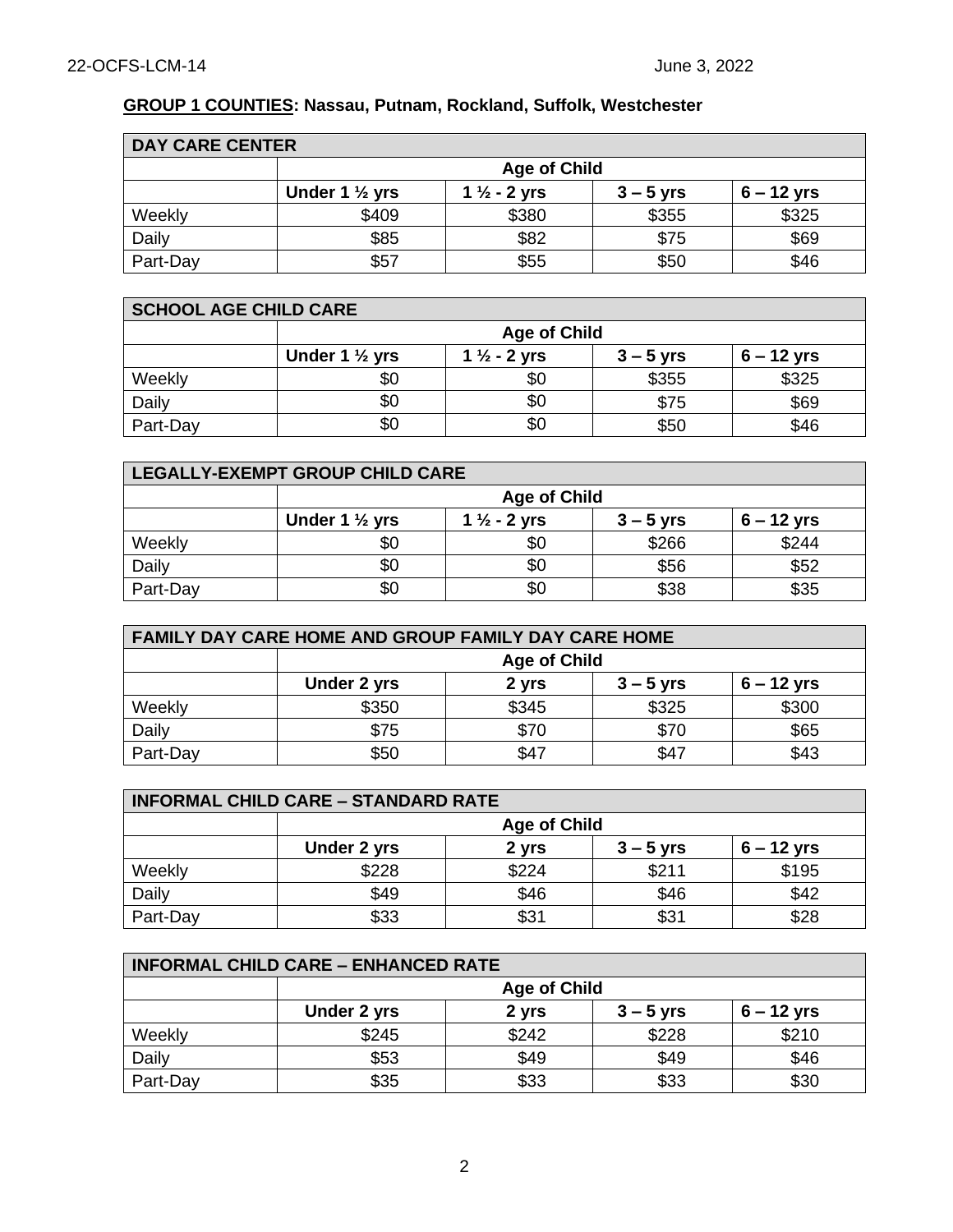**GROUP 1 COUNTIES: Nassau, Putnam, Rockland, Suffolk, Westchester**

| DAY CARE CENTER | | | | |
|---|---|---|---|---|
| | Age of Child | | | |
| | Under 1 ½ yrs | 1 ½ - 2 yrs | 3 – 5 yrs | 6 – 12 yrs |
| Weekly | $409 | $380 | $355 | $325 |
| Daily | $85 | $82 | $75 | $69 |
| Part-Day | $57 | $55 | $50 | $46 |

| SCHOOL AGE CHILD CARE | | | | |
|---|---|---|---|---|
| | Age of Child | | | |
| | Under 1 ½ yrs | 1 ½ - 2 yrs | 3 – 5 yrs | 6 – 12 yrs |
| Weekly | $0 | $0 | $355 | $325 |
| Daily | $0 | $0 | $75 | $69 |
| Part-Day | $0 | $0 | $50 | $46 |

| LEGALLY-EXEMPT GROUP CHILD CARE | | | | |
|---|---|---|---|---|
| | Age of Child | | | |
| | Under 1 ½ yrs | 1 ½ - 2 yrs | 3 – 5 yrs | 6 – 12 yrs |
| Weekly | $0 | $0 | $266 | $244 |
| Daily | $0 | $0 | $56 | $52 |
| Part-Day | $0 | $0 | $38 | $35 |

| FAMILY DAY CARE HOME AND GROUP FAMILY DAY CARE HOME | | | | |
|---|---|---|---|---|
| | Age of Child | | | |
| | Under 2 yrs | 2 yrs | 3 – 5 yrs | 6 – 12 yrs |
| Weekly | $350 | $345 | $325 | $300 |
| Daily | $75 | $70 | $70 | $65 |
| Part-Day | $50 | $47 | $47 | $43 |

| INFORMAL CHILD CARE – STANDARD RATE | | | | |
|---|---|---|---|---|
| | Age of Child | | | |
| | Under 2 yrs | 2 yrs | 3 – 5 yrs | 6 – 12 yrs |
| Weekly | $228 | $224 | $211 | $195 |
| Daily | $49 | $46 | $46 | $42 |
| Part-Day | $33 | $31 | $31 | $28 |

| INFORMAL CHILD CARE – ENHANCED RATE | | | | |
|---|---|---|---|---|
| | Age of Child | | | |
| | Under 2 yrs | 2 yrs | 3 – 5 yrs | 6 – 12 yrs |
| Weekly | $245 | $242 | $228 | $210 |
| Daily | $53 | $49 | $49 | $46 |
| Part-Day | $35 | $33 | $33 | $30 |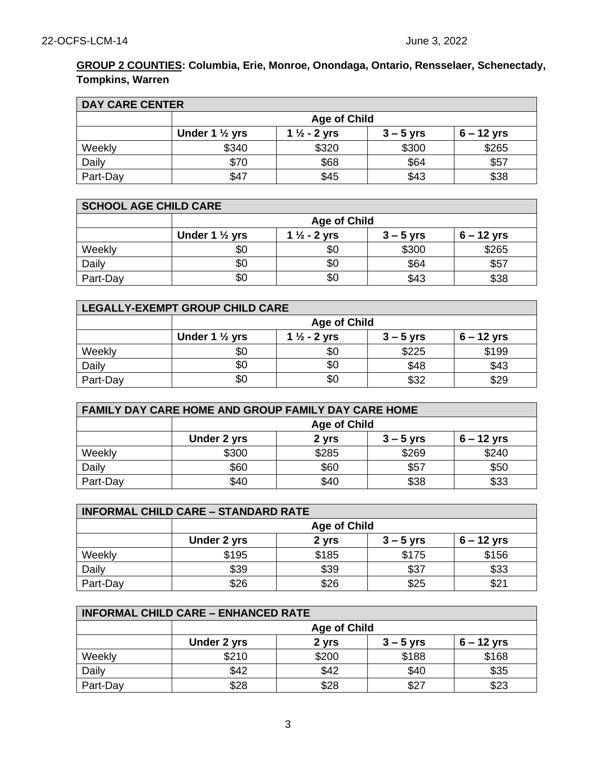**GROUP 2 COUNTIES: Columbia, Erie, Monroe, Onondaga, Ontario, Rensselaer, Schenectady, Tompkins, Warren**

| DAY CARE CENTER | | | | |
|---|---|---|---|---|
| | Age of Child | | | |
| | Under 1 ½ yrs | 1 ½ - 2 yrs | 3 – 5 yrs | 6 – 12 yrs |
| Weekly | $340 | $320 | $300 | $265 |
| Daily | $70 | $68 | $64 | $57 |
| Part-Day | $47 | $45 | $43 | $38 |

| SCHOOL AGE CHILD CARE | | | | |
|---|---|---|---|---|
| | Age of Child | | | |
| | Under 1 ½ yrs | 1 ½ - 2 yrs | 3 – 5 yrs | 6 – 12 yrs |
| Weekly | $0 | $0 | $300 | $265 |
| Daily | $0 | $0 | $64 | $57 |
| Part-Day | $0 | $0 | $43 | $38 |

| LEGALLY-EXEMPT GROUP CHILD CARE | | | | |
|---|---|---|---|---|
| | Age of Child | | | |
| | Under 1 ½ yrs | 1 ½ - 2 yrs | 3 – 5 yrs | 6 – 12 yrs |
| Weekly | $0 | $0 | $225 | $199 |
| Daily | $0 | $0 | $48 | $43 |
| Part-Day | $0 | $0 | $32 | $29 |

| FAMILY DAY CARE HOME AND GROUP FAMILY DAY CARE HOME | | | | |
|---|---|---|---|---|
| | Age of Child | | | |
| | Under 2 yrs | 2 yrs | 3 – 5 yrs | 6 – 12 yrs |
| Weekly | $300 | $285 | $269 | $240 |
| Daily | $60 | $60 | $57 | $50 |
| Part-Day | $40 | $40 | $38 | $33 |

| INFORMAL CHILD CARE – STANDARD RATE | | | | |
|---|---|---|---|---|
| | Age of Child | | | |
| | Under 2 yrs | 2 yrs | 3 – 5 yrs | 6 – 12 yrs |
| Weekly | $195 | $185 | $175 | $156 |
| Daily | $39 | $39 | $37 | $33 |
| Part-Day | $26 | $26 | $25 | $21 |

| INFORMAL CHILD CARE – ENHANCED RATE | | | | |
|---|---|---|---|---|
| | Age of Child | | | |
| | Under 2 yrs | 2 yrs | 3 – 5 yrs | 6 – 12 yrs |
| Weekly | $210 | $200 | $188 | $168 |
| Daily | $42 | $42 | $40 | $35 |
| Part-Day | $28 | $28 | $27 | $23 |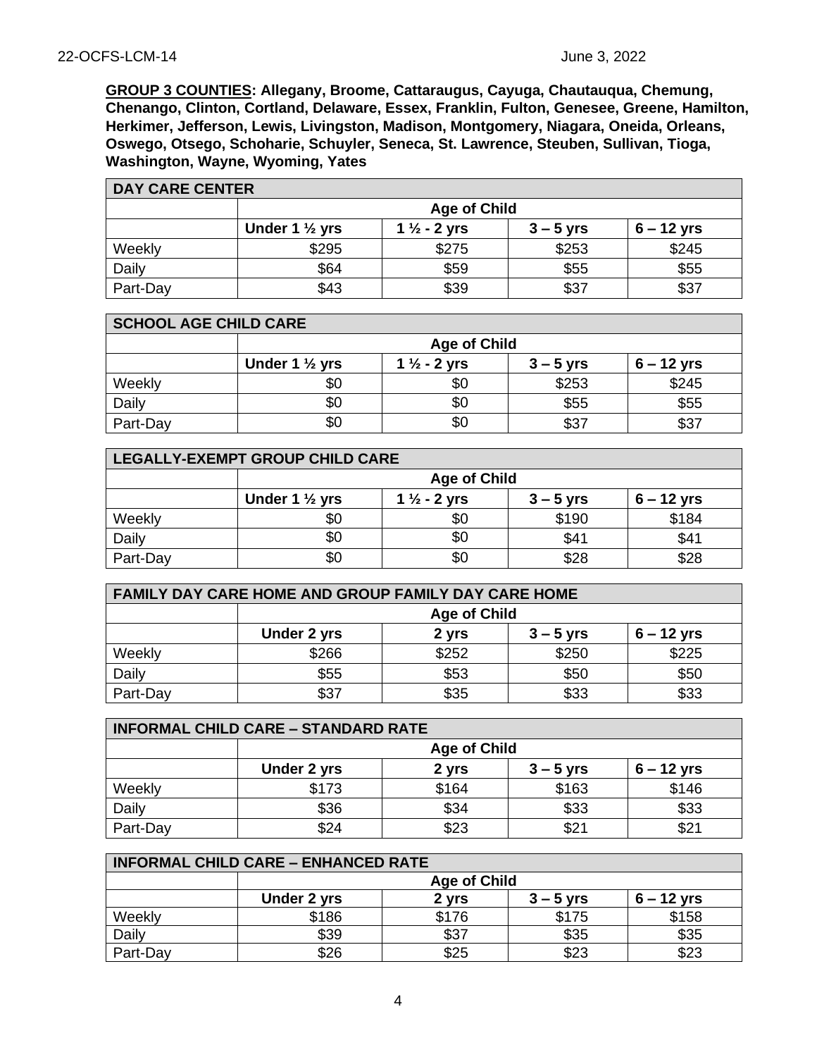**GROUP 3 COUNTIES: Allegany, Broome, Cattaraugus, Cayuga, Chautauqua, Chemung, Chenango, Clinton, Cortland, Delaware, Essex, Franklin, Fulton, Genesee, Greene, Hamilton, Herkimer, Jefferson, Lewis, Livingston, Madison, Montgomery, Niagara, Oneida, Orleans, Oswego, Otsego, Schoharie, Schuyler, Seneca, St. Lawrence, Steuben, Sullivan, Tioga, Washington, Wayne, Wyoming, Yates**

| DAY CARE CENTER | | | | |
|---|---|---|---|---|
| | Age of Child | | | |
| | Under 1 ½ yrs | 1 ½ - 2 yrs | 3 – 5 yrs | 6 – 12 yrs |
| Weekly | $295 | $275 | $253 | $245 |
| Daily | $64 | $59 | $55 | $55 |
| Part-Day | $43 | $39 | $37 | $37 |

| SCHOOL AGE CHILD CARE | | | | |
|---|---|---|---|---|
| | Age of Child | | | |
| | Under 1 ½ yrs | 1 ½ - 2 yrs | 3 – 5 yrs | 6 – 12 yrs |
| Weekly | $0 | $0 | $253 | $245 |
| Daily | $0 | $0 | $55 | $55 |
| Part-Day | $0 | $0 | $37 | $37 |

| LEGALLY-EXEMPT GROUP CHILD CARE | | | | |
|---|---|---|---|---|
| | Age of Child | | | |
| | Under 1 ½ yrs | 1 ½ - 2 yrs | 3 – 5 yrs | 6 – 12 yrs |
| Weekly | $0 | $0 | $190 | $184 |
| Daily | $0 | $0 | $41 | $41 |
| Part-Day | $0 | $0 | $28 | $28 |

| FAMILY DAY CARE HOME AND GROUP FAMILY DAY CARE HOME | | | | |
|---|---|---|---|---|
| | Age of Child | | | |
| | Under 2 yrs | 2 yrs | 3 – 5 yrs | 6 – 12 yrs |
| Weekly | $266 | $252 | $250 | $225 |
| Daily | $55 | $53 | $50 | $50 |
| Part-Day | $37 | $35 | $33 | $33 |

| INFORMAL CHILD CARE – STANDARD RATE | | | | |
|---|---|---|---|---|
| | Age of Child | | | |
| | Under 2 yrs | 2 yrs | 3 – 5 yrs | 6 – 12 yrs |
| Weekly | $173 | $164 | $163 | $146 |
| Daily | $36 | $34 | $33 | $33 |
| Part-Day | $24 | $23 | $21 | $21 |

| INFORMAL CHILD CARE – ENHANCED RATE | | | | |
|---|---|---|---|---|
| | Age of Child | | | |
| | Under 2 yrs | 2 yrs | 3 – 5 yrs | 6 – 12 yrs |
| Weekly | $186 | $176 | $175 | $158 |
| Daily | $39 | $37 | $35 | $35 |
| Part-Day | $26 | $25 | $23 | $23 |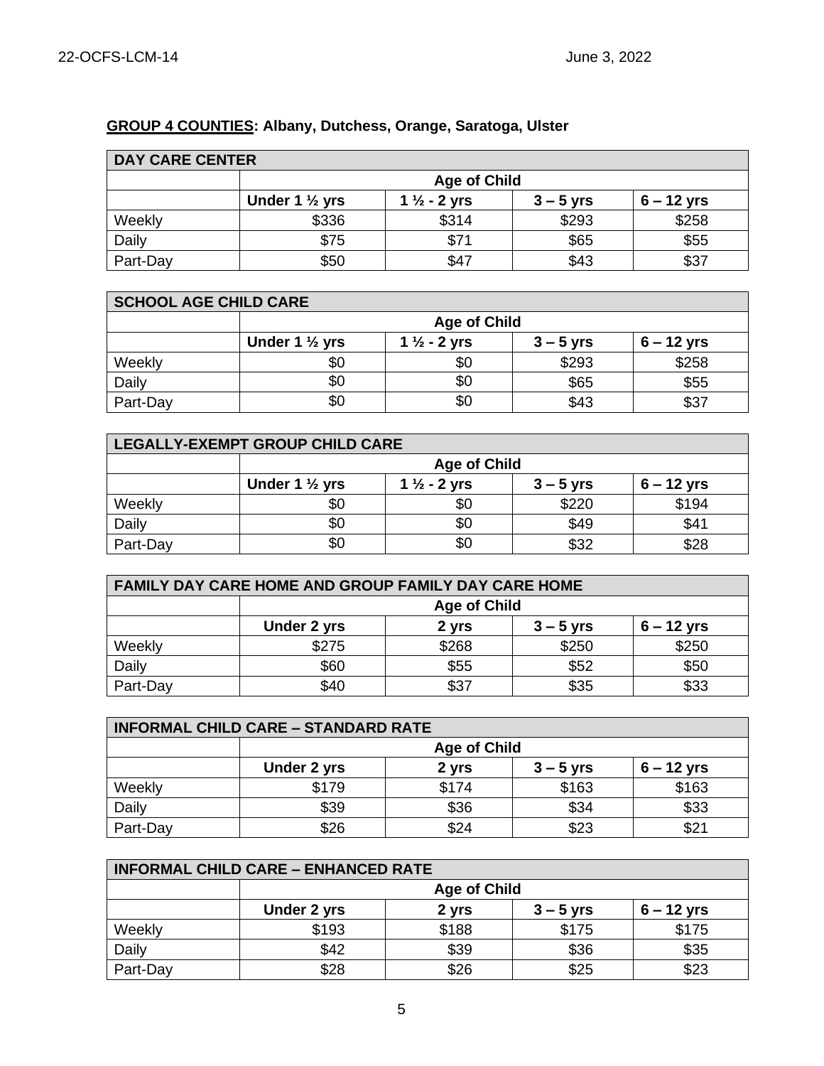**GROUP 4 COUNTIES**: **Albany, Dutchess, Orange, Saratoga, Ulster**

| DAY CARE CENTER | | | | |
|---|---|---|---|---|
| | Age of Child | | | |
| | Under 1 ½ yrs | 1 ½ - 2 yrs | 3 – 5 yrs | 6 – 12 yrs |
| Weekly | $336 | $314 | $293 | $258 |
| Daily | $75 | $71 | $65 | $55 |
| Part-Day | $50 | $47 | $43 | $37 |

| SCHOOL AGE CHILD CARE | | | | |
|---|---|---|---|---|
| | Age of Child | | | |
| | Under 1 ½ yrs | 1 ½ - 2 yrs | 3 – 5 yrs | 6 – 12 yrs |
| Weekly | $0 | $0 | $293 | $258 |
| Daily | $0 | $0 | $65 | $55 |
| Part-Day | $0 | $0 | $43 | $37 |

| LEGALLY-EXEMPT GROUP CHILD CARE | | | | |
|---|---|---|---|---|
| | Age of Child | | | |
| | Under 1 ½ yrs | 1 ½ - 2 yrs | 3 – 5 yrs | 6 – 12 yrs |
| Weekly | $0 | $0 | $220 | $194 |
| Daily | $0 | $0 | $49 | $41 |
| Part-Day | $0 | $0 | $32 | $28 |

| FAMILY DAY CARE HOME AND GROUP FAMILY DAY CARE HOME | | | | |
|---|---|---|---|---|
| | Age of Child | | | |
| | Under 2 yrs | 2 yrs | 3 – 5 yrs | 6 – 12 yrs |
| Weekly | $275 | $268 | $250 | $250 |
| Daily | $60 | $55 | $52 | $50 |
| Part-Day | $40 | $37 | $35 | $33 |

| INFORMAL CHILD CARE – STANDARD RATE | | | | |
|---|---|---|---|---|
| | Age of Child | | | |
| | Under 2 yrs | 2 yrs | 3 – 5 yrs | 6 – 12 yrs |
| Weekly | $179 | $174 | $163 | $163 |
| Daily | $39 | $36 | $34 | $33 |
| Part-Day | $26 | $24 | $23 | $21 |

| INFORMAL CHILD CARE – ENHANCED RATE | | | | |
|---|---|---|---|---|
| | Age of Child | | | |
| | Under 2 yrs | 2 yrs | 3 – 5 yrs | 6 – 12 yrs |
| Weekly | $193 | $188 | $175 | $175 |
| Daily | $42 | $39 | $36 | $35 |
| Part-Day | $28 | $26 | $25 | $23 |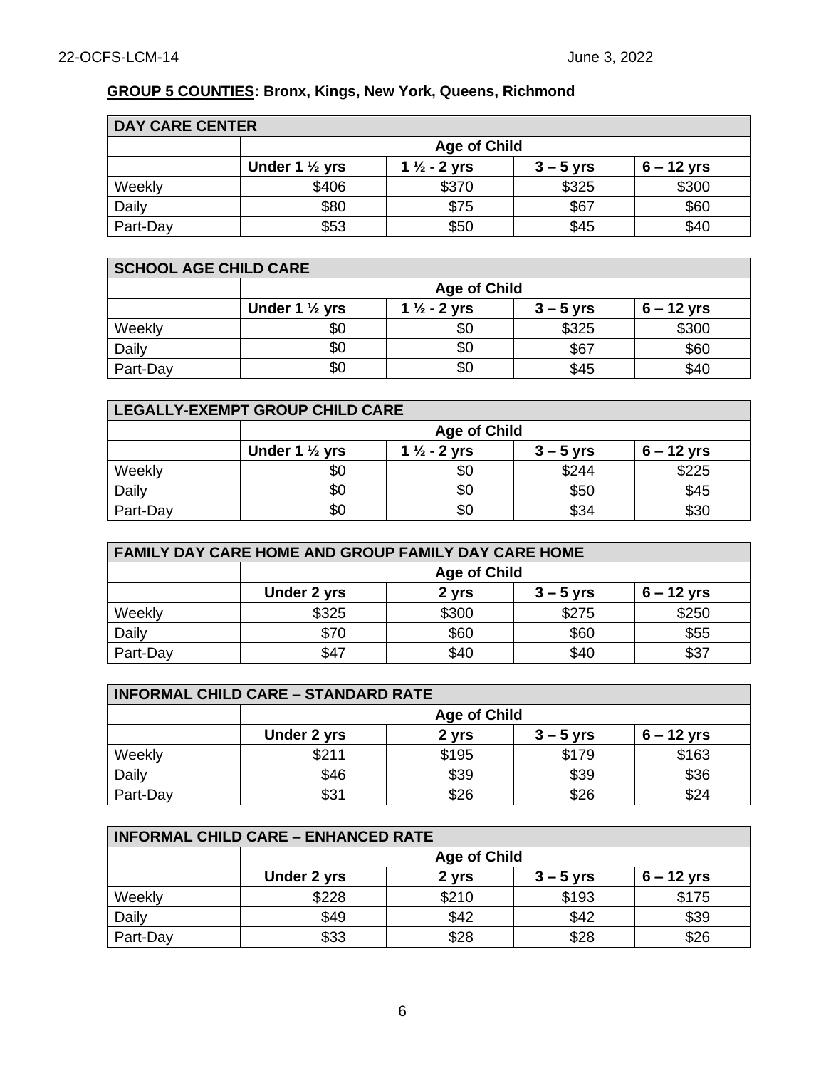**GROUP 5 COUNTIES: Bronx, Kings, New York, Queens, Richmond**

| DAY CARE CENTER | | | | |
|---|---|---|---|---|
| | Age of Child | | | |
| | Under 1 ½ yrs | 1 ½ - 2 yrs | 3 – 5 yrs | 6 – 12 yrs |
| Weekly | $406 | $370 | $325 | $300 |
| Daily | $80 | $75 | $67 | $60 |
| Part-Day | $53 | $50 | $45 | $40 |

| SCHOOL AGE CHILD CARE | | | | |
|---|---|---|---|---|
| | Age of Child | | | |
| | Under 1 ½ yrs | 1 ½ - 2 yrs | 3 – 5 yrs | 6 – 12 yrs |
| Weekly | $0 | $0 | $325 | $300 |
| Daily | $0 | $0 | $67 | $60 |
| Part-Day | $0 | $0 | $45 | $40 |

| LEGALLY-EXEMPT GROUP CHILD CARE | | | | |
|---|---|---|---|---|
| | Age of Child | | | |
| | Under 1 ½ yrs | 1 ½ - 2 yrs | 3 – 5 yrs | 6 – 12 yrs |
| Weekly | $0 | $0 | $244 | $225 |
| Daily | $0 | $0 | $50 | $45 |
| Part-Day | $0 | $0 | $34 | $30 |

| FAMILY DAY CARE HOME AND GROUP FAMILY DAY CARE HOME | | | | |
|---|---|---|---|---|
| | Age of Child | | | |
| | Under 2 yrs | 2 yrs | 3 – 5 yrs | 6 – 12 yrs |
| Weekly | $325 | $300 | $275 | $250 |
| Daily | $70 | $60 | $60 | $55 |
| Part-Day | $47 | $40 | $40 | $37 |

| INFORMAL CHILD CARE – STANDARD RATE | | | | |
|---|---|---|---|---|
| | Age of Child | | | |
| | Under 2 yrs | 2 yrs | 3 – 5 yrs | 6 – 12 yrs |
| Weekly | $211 | $195 | $179 | $163 |
| Daily | $46 | $39 | $39 | $36 |
| Part-Day | $31 | $26 | $26 | $24 |

| INFORMAL CHILD CARE – ENHANCED RATE | | | | |
|---|---|---|---|---|
| | Age of Child | | | |
| | Under 2 yrs | 2 yrs | 3 – 5 yrs | 6 – 12 yrs |
| Weekly | $228 | $210 | $193 | $175 |
| Daily | $49 | $42 | $42 | $39 |
| Part-Day | $33 | $28 | $28 | $26 |